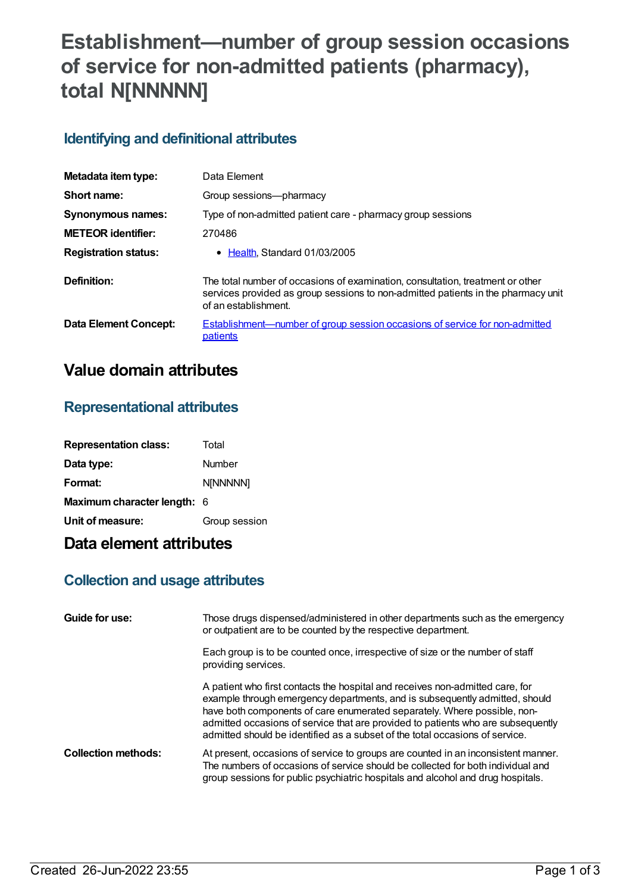# Establishment—number of group session occasions of service for non-admitted patients (pharmacy), total N[NNNNN]

## Identifying and definitional attributes

| | |
|---|---|
| **Metadata item type:** | Data Element |
| **Short name:** | Group sessions—pharmacy |
| **Synonymous names:** | Type of non-admitted patient care - pharmacy group sessions |
| **METEOR identifier:** | 270486 |
| **Registration status:** | • Health, Standard 01/03/2005 |
| **Definition:** | The total number of occasions of examination, consultation, treatment or other services provided as group sessions to non-admitted patients in the pharmacy unit of an establishment. |
| **Data Element Concept:** | Establishment—number of group session occasions of service for non-admitted patients |

# Value domain attributes

## Representational attributes

| | |
|---|---|
| **Representation class:** | Total |
| **Data type:** | Number |
| **Format:** | N[NNNNN] |
| **Maximum character length:** | 6 |
| **Unit of measure:** | Group session |

# Data element attributes

## Collection and usage attributes

**Guide for use:**

Those drugs dispensed/administered in other departments such as the emergency or outpatient are to be counted by the respective department.

Each group is to be counted once, irrespective of size or the number of staff providing services.

A patient who first contacts the hospital and receives non-admitted care, for example through emergency departments, and is subsequently admitted, should have both components of care enumerated separately. Where possible, non-admitted occasions of service that are provided to patients who are subsequently admitted should be identified as a subset of the total occasions of service.

**Collection methods:**

At present, occasions of service to groups are counted in an inconsistent manner. The numbers of occasions of service should be collected for both individual and group sessions for public psychiatric hospitals and alcohol and drug hospitals.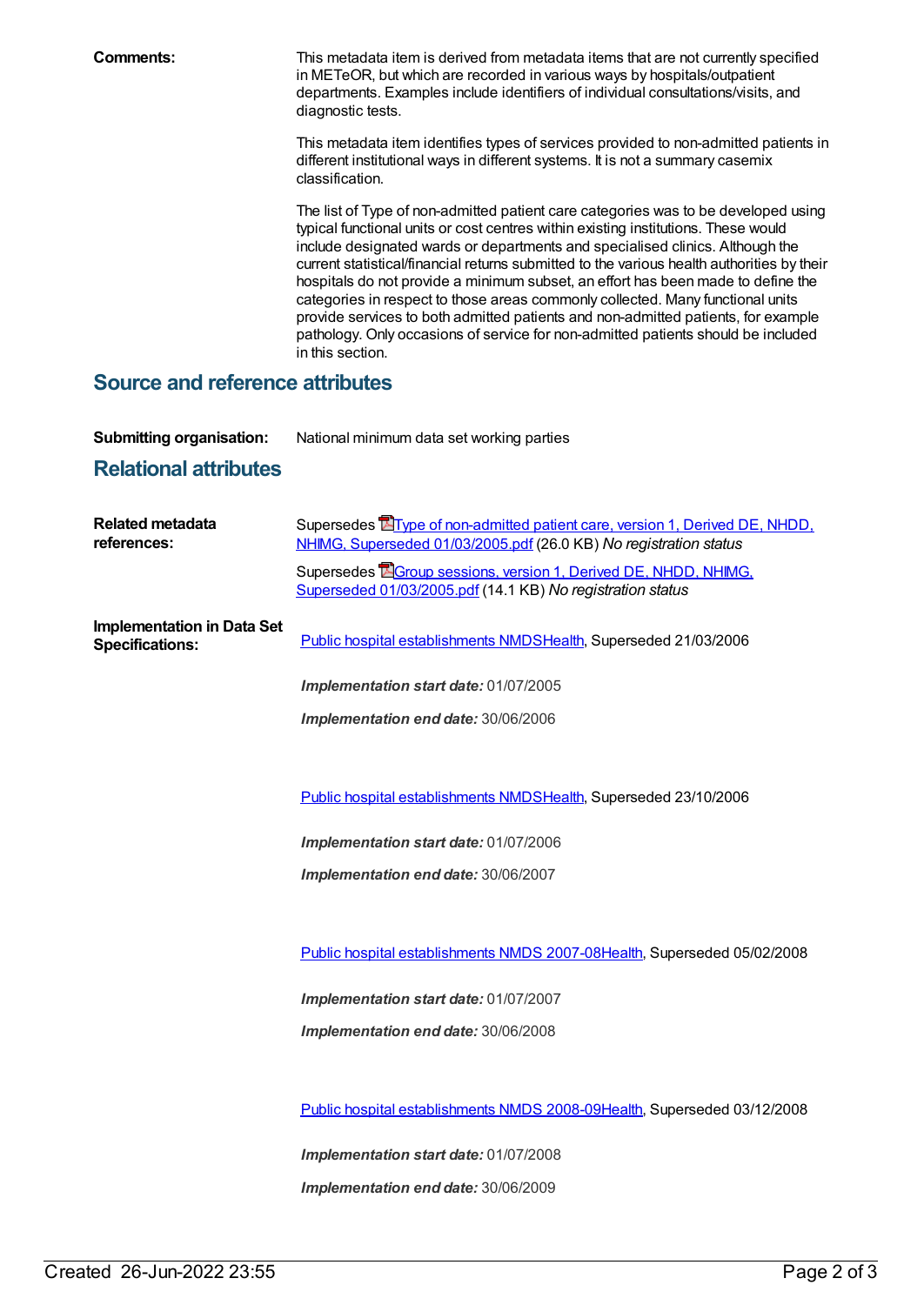**Comments:** This metadata item is derived from metadata items that are not currently specified in METeOR, but which are recorded in various ways by hospitals/outpatient departments. Examples include identifiers of individual consultations/visits, and diagnostic tests.

This metadata item identifies types of services provided to non-admitted patients in different institutional ways in different systems. It is not a summary casemix classification.

The list of Type of non-admitted patient care categories was to be developed using typical functional units or cost centres within existing institutions. These would include designated wards or departments and specialised clinics. Although the current statistical/financial returns submitted to the various health authorities by their hospitals do not provide a minimum subset, an effort has been made to define the categories in respect to those areas commonly collected. Many functional units provide services to both admitted patients and non-admitted patients, for example pathology. Only occasions of service for non-admitted patients should be included in this section.

## Source and reference attributes

**Submitting organisation:** National minimum data set working parties

## Relational attributes

**Related metadata references:**

Supersedes Type of non-admitted patient care, version 1, Derived DE, NHDD, NHIMG, Superseded 01/03/2005.pdf (26.0 KB) *No registration status*

Supersedes Group sessions, version 1, Derived DE, NHDD, NHIMG, Superseded 01/03/2005.pdf (14.1 KB) *No registration status*

**Implementation in Data Set Specifications:**

Public hospital establishments NMDSHealth, Superseded 21/03/2006

***Implementation start date:*** 01/07/2005

***Implementation end date:*** 30/06/2006

Public hospital establishments NMDSHealth, Superseded 23/10/2006

***Implementation start date:*** 01/07/2006

***Implementation end date:*** 30/06/2007

Public hospital establishments NMDS 2007-08Health, Superseded 05/02/2008

***Implementation start date:*** 01/07/2007

***Implementation end date:*** 30/06/2008

Public hospital establishments NMDS 2008-09Health, Superseded 03/12/2008

***Implementation start date:*** 01/07/2008

***Implementation end date:*** 30/06/2009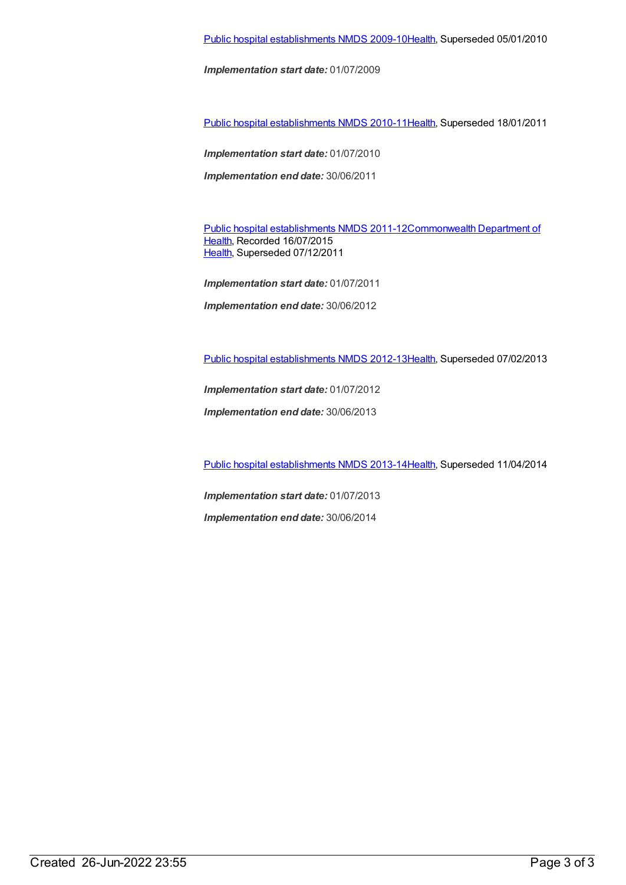Public hospital establishments NMDS 2009-10Health, Superseded 05/01/2010

***Implementation start date:*** 01/07/2009

Public hospital establishments NMDS 2010-11Health, Superseded 18/01/2011

***Implementation start date:*** 01/07/2010

***Implementation end date:*** 30/06/2011

Public hospital establishments NMDS 2011-12Commonwealth Department of Health, Recorded 16/07/2015
Health, Superseded 07/12/2011

***Implementation start date:*** 01/07/2011

***Implementation end date:*** 30/06/2012

Public hospital establishments NMDS 2012-13Health, Superseded 07/02/2013

***Implementation start date:*** 01/07/2012

***Implementation end date:*** 30/06/2013

Public hospital establishments NMDS 2013-14Health, Superseded 11/04/2014

***Implementation start date:*** 01/07/2013

***Implementation end date:*** 30/06/2014